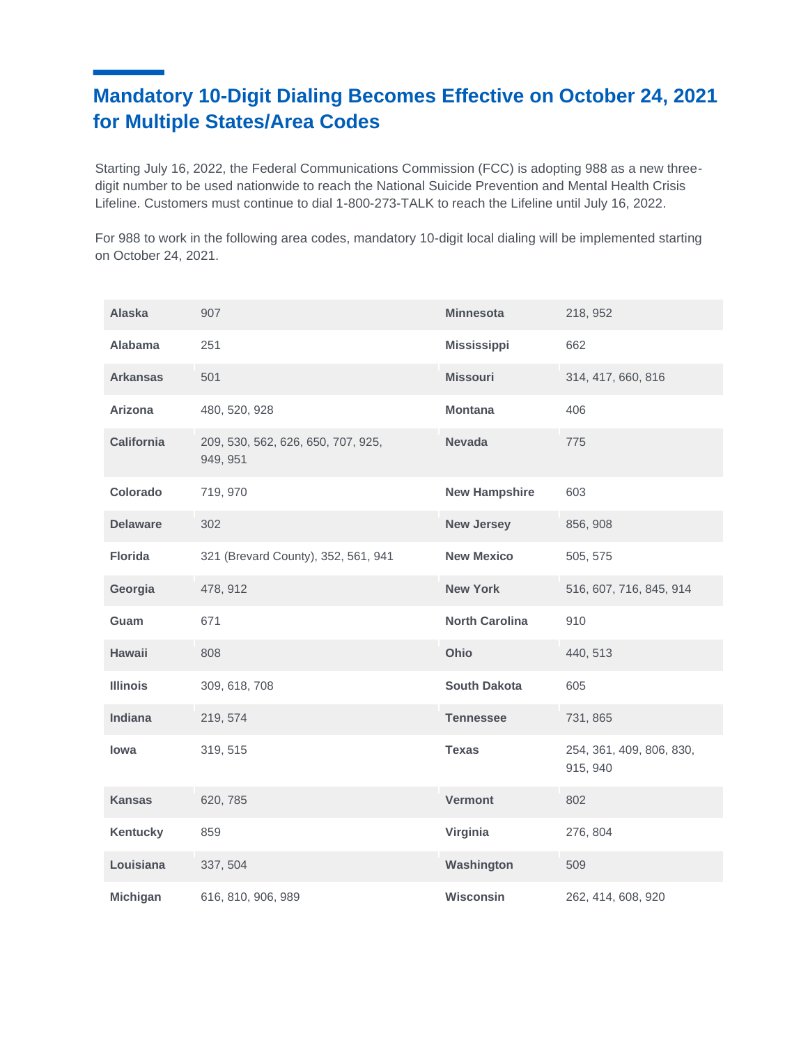# Mandatory 10-Digit Dialing Becomes Effective on October 24, 2021 for Multiple States/Area Codes

Starting July 16, 2022, the Federal Communications Commission (FCC) is adopting 988 as a new three-digit number to be used nationwide to reach the National Suicide Prevention and Mental Health Crisis Lifeline. Customers must continue to dial 1-800-273-TALK to reach the Lifeline until July 16, 2022.

For 988 to work in the following area codes, mandatory 10-digit local dialing will be implemented starting on October 24, 2021.

| | | | |
|---|---|---|---|
| **Alaska** | 907 | **Minnesota** | 218, 952 |
| **Alabama** | 251 | **Mississippi** | 662 |
| **Arkansas** | 501 | **Missouri** | 314, 417, 660, 816 |
| **Arizona** | 480, 520, 928 | **Montana** | 406 |
| **California** | 209, 530, 562, 626, 650, 707, 925, 949, 951 | **Nevada** | 775 |
| **Colorado** | 719, 970 | **New Hampshire** | 603 |
| **Delaware** | 302 | **New Jersey** | 856, 908 |
| **Florida** | 321 (Brevard County), 352, 561, 941 | **New Mexico** | 505, 575 |
| **Georgia** | 478, 912 | **New York** | 516, 607, 716, 845, 914 |
| **Guam** | 671 | **North Carolina** | 910 |
| **Hawaii** | 808 | **Ohio** | 440, 513 |
| **Illinois** | 309, 618, 708 | **South Dakota** | 605 |
| **Indiana** | 219, 574 | **Tennessee** | 731, 865 |
| **Iowa** | 319, 515 | **Texas** | 254, 361, 409, 806, 830, 915, 940 |
| **Kansas** | 620, 785 | **Vermont** | 802 |
| **Kentucky** | 859 | **Virginia** | 276, 804 |
| **Louisiana** | 337, 504 | **Washington** | 509 |
| **Michigan** | 616, 810, 906, 989 | **Wisconsin** | 262, 414, 608, 920 |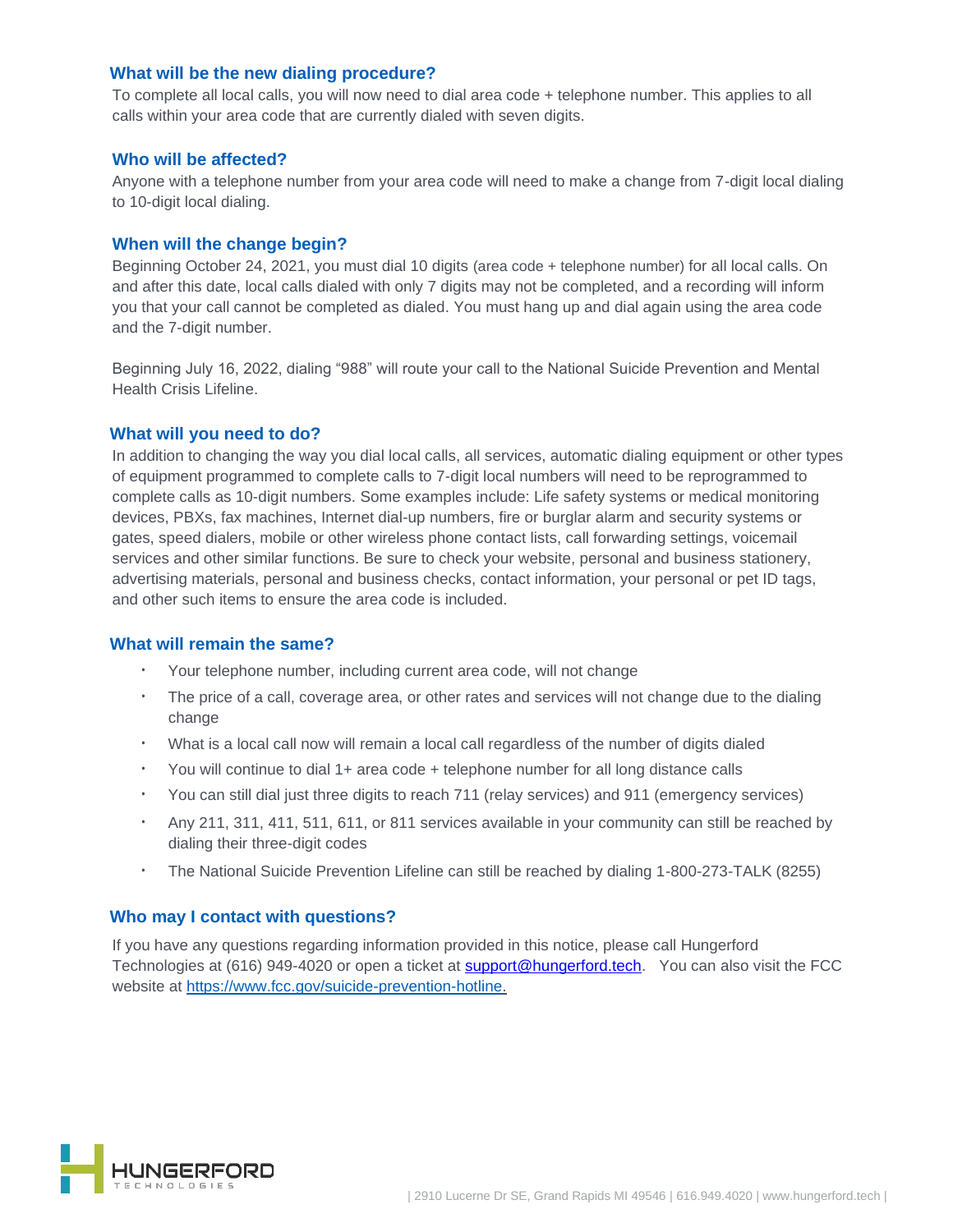## What will be the new dialing procedure?

To complete all local calls, you will now need to dial area code + telephone number. This applies to all calls within your area code that are currently dialed with seven digits.

## Who will be affected?

Anyone with a telephone number from your area code will need to make a change from 7-digit local dialing to 10-digit local dialing.

## When will the change begin?

Beginning October 24, 2021, you must dial 10 digits (area code + telephone number) for all local calls. On and after this date, local calls dialed with only 7 digits may not be completed, and a recording will inform you that your call cannot be completed as dialed. You must hang up and dial again using the area code and the 7-digit number.

Beginning July 16, 2022, dialing "988" will route your call to the National Suicide Prevention and Mental Health Crisis Lifeline.

## What will you need to do?

In addition to changing the way you dial local calls, all services, automatic dialing equipment or other types of equipment programmed to complete calls to 7-digit local numbers will need to be reprogrammed to complete calls as 10-digit numbers. Some examples include: Life safety systems or medical monitoring devices, PBXs, fax machines, Internet dial-up numbers, fire or burglar alarm and security systems or gates, speed dialers, mobile or other wireless phone contact lists, call forwarding settings, voicemail services and other similar functions. Be sure to check your website, personal and business stationery, advertising materials, personal and business checks, contact information, your personal or pet ID tags, and other such items to ensure the area code is included.

## What will remain the same?

- Your telephone number, including current area code, will not change
- The price of a call, coverage area, or other rates and services will not change due to the dialing change
- What is a local call now will remain a local call regardless of the number of digits dialed
- You will continue to dial 1+ area code + telephone number for all long distance calls
- You can still dial just three digits to reach 711 (relay services) and 911 (emergency services)
- Any 211, 311, 411, 511, 611, or 811 services available in your community can still be reached by dialing their three-digit codes
- The National Suicide Prevention Lifeline can still be reached by dialing 1-800-273-TALK (8255)

## Who may I contact with questions?

If you have any questions regarding information provided in this notice, please call Hungerford Technologies at (616) 949-4020 or open a ticket at support@hungerford.tech. You can also visit the FCC website at https://www.fcc.gov/suicide-prevention-hotline.

HUNGERFORD TECHNOLOGIES

| 2910 Lucerne Dr SE, Grand Rapids MI 49546 | 616.949.4020 | www.hungerford.tech |